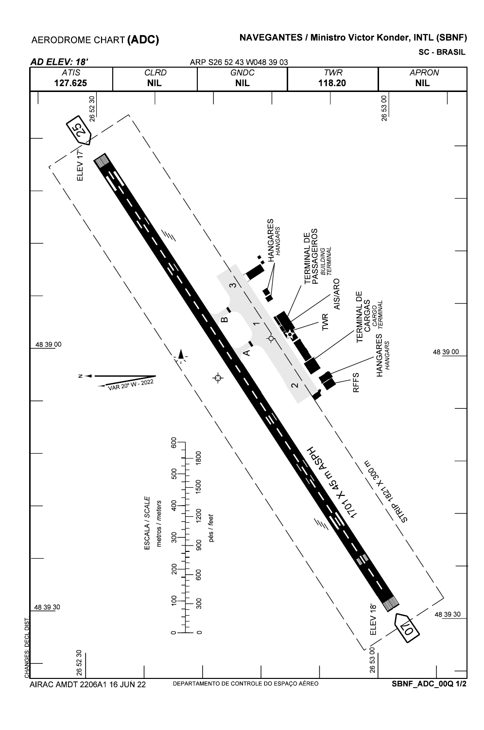# AERODROME CHART (ADC)

## NAVEGANTES / Ministro Victor Konder, INTL (SBNF)

**SC - BRASIL**

***AD ELEV: 18'*** ARP S26 52 43 W048 39 03

| *ATIS* | *CLRD* | *GNDC* | *TWR* | *APRON* |
|---|---|---|---|---|
| **127.625** | **NIL** | **NIL** | **118.20** | **NIL** |

26 52 30

26 53 00

48 39 00

48 39 30

25

ELEV 17'

07

ELEV 18'

1701 X 45 m ASPH

STRIP 1821 X 300 m

HANGARES *HANGARS*

TERMINAL DE PASSAGEIROS *BUILDING TERMINAL*

AIS/ARO

TWR

TERMINAL DE CARGAS *CARGO TERMINAL*

HANGARES *HANGARS*

RFFS

A

B

1

2

3

N

VAR 20º W - 2022

ESCALA / *SCALE*

metros / *meters*: 0, 100, 200, 300, 400, 500, 600

pés / *feet*: 0, 300, 600, 900, 1200, 1500, 1800

CHANGES: DECL DIST

AIRAC AMDT 2206A1 16 JUN 22

DEPARTAMENTO DE CONTROLE DO ESPAÇO AÉREO

**SBNF_ADC_00Q 1/2**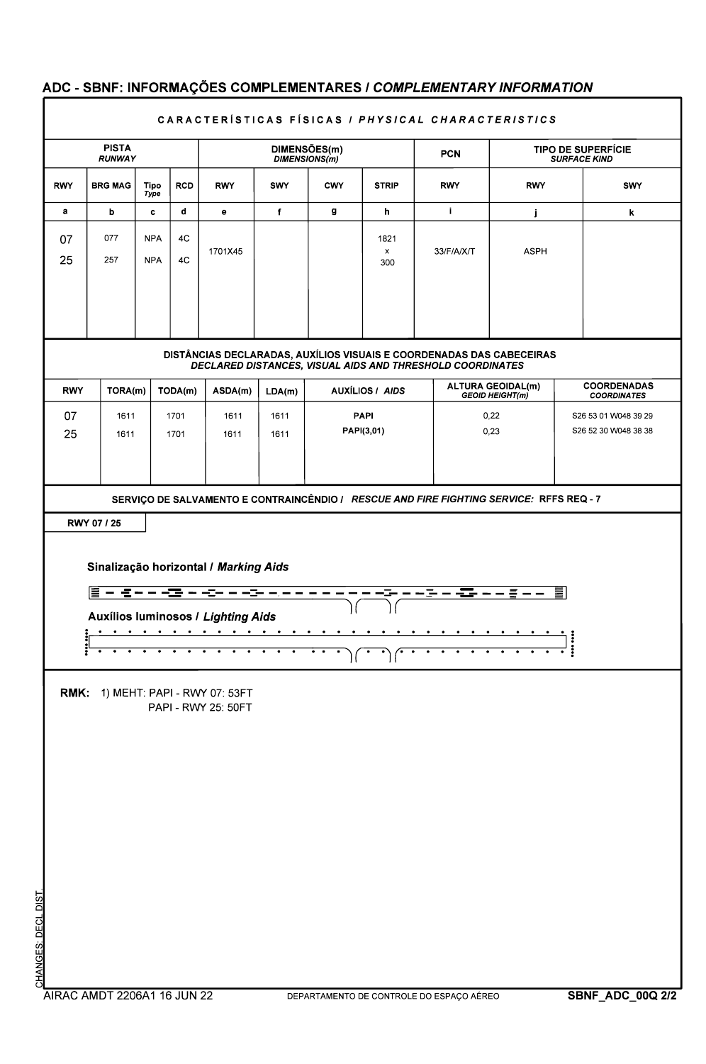## ADC - SBNF: INFORMAÇÕES COMPLEMENTARES / *COMPLEMENTARY INFORMATION*

| CARACTERÍSTICAS FÍSICAS / *PHYSICAL CHARACTERISTICS* | | | | | | | | | | |
|---|---|---|---|---|---|---|---|---|---|---|
| PISTA *RUNWAY* | | | | DIMENSÕES(m) *DIMENSIONS(m)* | | | | PCN | TIPO DE SUPERFÍCIE *SURFACE KIND* | |
| RWY | BRG MAG | Tipo *Type* | RCD | RWY | SWY | CWY | STRIP | RWY | RWY | SWY |
| a | b | c | d | e | f | g | h | i | j | k |
| 07<br>25 | 077<br>257 | NPA<br>NPA | 4C<br>4C | 1701X45 | | | 1821 x 300 | 33/F/A/X/T | ASPH | |

| DISTÂNCIAS DECLARADAS, AUXÍLIOS VISUAIS E COORDENADAS DAS CABECEIRAS *DECLARED DISTANCES, VISUAL AIDS AND THRESHOLD COORDINATES* | | | | | | | |
|---|---|---|---|---|---|---|---|
| RWY | TORA(m) | TODA(m) | ASDA(m) | LDA(m) | AUXÍLIOS / *AIDS* | ALTURA GEOIDAL(m) *GEOID HEIGHT(m)* | COORDENADAS *COORDINATES* |
| 07 | 1611 | 1701 | 1611 | 1611 | PAPI | 0,22 | S26 53 01 W048 39 29 |
| 25 | 1611 | 1701 | 1611 | 1611 | PAPI(3,01) | 0,23 | S26 52 30 W048 38 38 |

SERVIÇO DE SALVAMENTO E CONTRAINCÊNDIO / *RESCUE AND FIRE FIGHTING SERVICE:* RFFS REQ - 7

**RWY 07 / 25**

**Sinalização horizontal / *Marking Aids***

**Auxílios luminosos / *Lighting Aids***

**RMK:** 1) MEHT: PAPI - RWY 07: 53FT
PAPI - RWY 25: 50FT

CHANGES: DECL DIST.

AIRAC AMDT 2206A1 16 JUN 22 DEPARTAMENTO DE CONTROLE DO ESPAÇO AÉREO **SBNF_ADC_00Q**